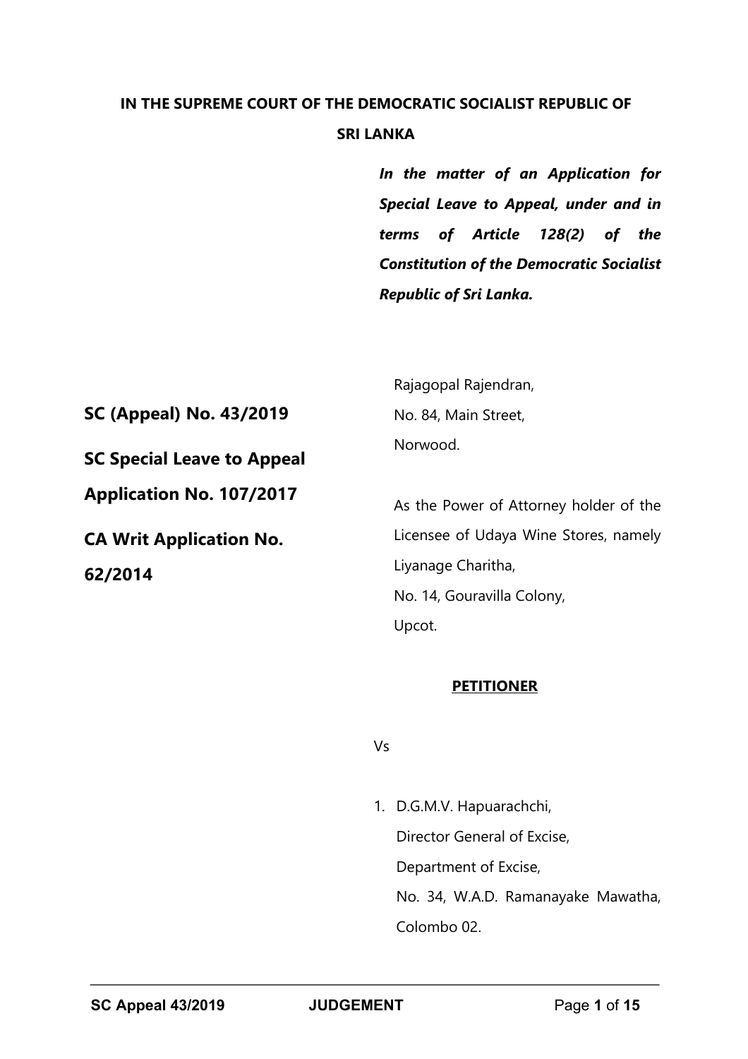**IN THE SUPREME COURT OF THE DEMOCRATIC SOCIALIST REPUBLIC OF SRI LANKA**

***In the matter of an Application for Special Leave to Appeal, under and in terms of Article 128(2) of the Constitution of the Democratic Socialist Republic of Sri Lanka.***

**SC (Appeal) No. 43/2019**

**SC Special Leave to Appeal Application No. 107/2017**

**CA Writ Application No. 62/2014**

Rajagopal Rajendran,
No. 84, Main Street,
Norwood.

As the Power of Attorney holder of the Licensee of Udaya Wine Stores, namely Liyanage Charitha,
No. 14, Gouravilla Colony,
Upcot.

**PETITIONER**

Vs

1. D.G.M.V. Hapuarachchi,
   Director General of Excise,
   Department of Excise,
   No. 34, W.A.D. Ramanayake Mawatha,
   Colombo 02.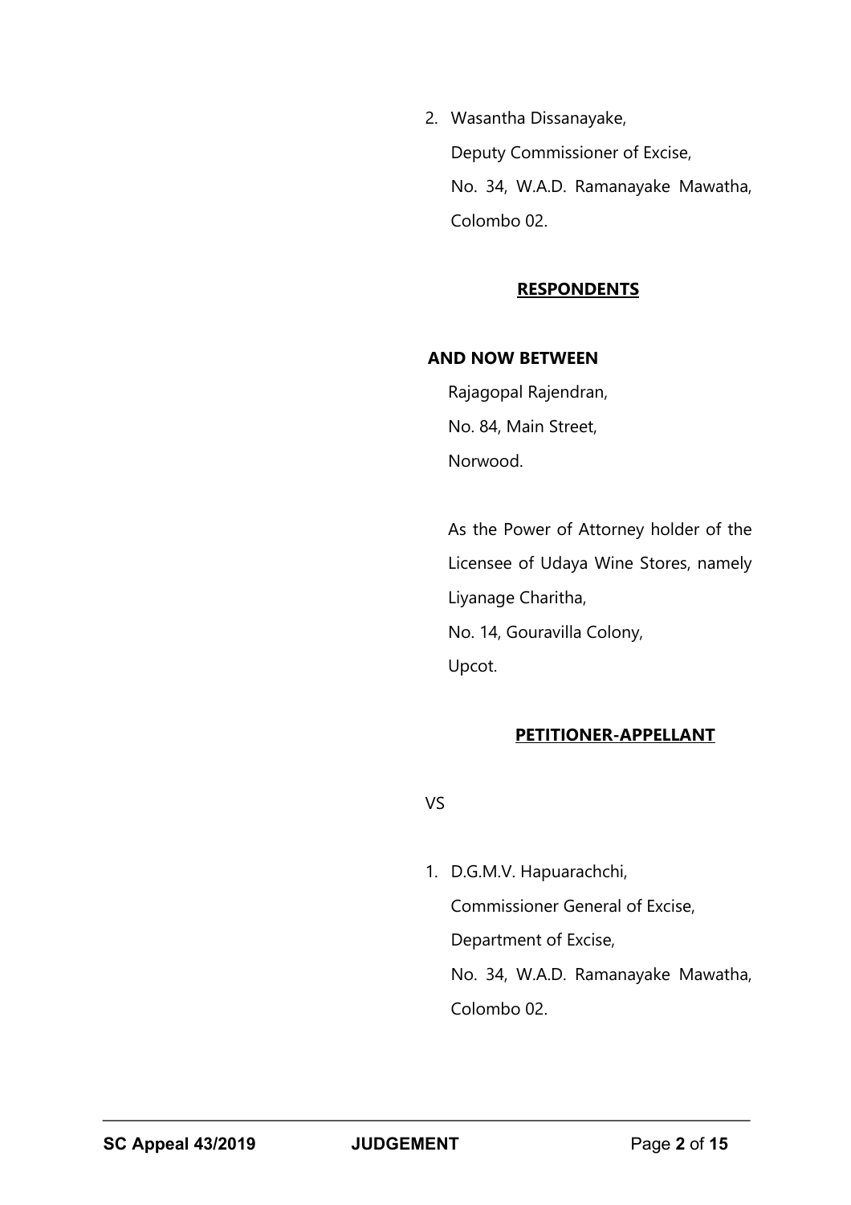2. Wasantha Dissanayake,
   Deputy Commissioner of Excise,
   No. 34, W.A.D. Ramanayake Mawatha,
   Colombo 02.

**RESPONDENTS**

**AND NOW BETWEEN**

Rajagopal Rajendran,
No. 84, Main Street,
Norwood.

As the Power of Attorney holder of the Licensee of Udaya Wine Stores, namely Liyanage Charitha,
No. 14, Gouravilla Colony,
Upcot.

**PETITIONER-APPELLANT**

VS

1. D.G.M.V. Hapuarachchi,
   Commissioner General of Excise,
   Department of Excise,
   No. 34, W.A.D. Ramanayake Mawatha,
   Colombo 02.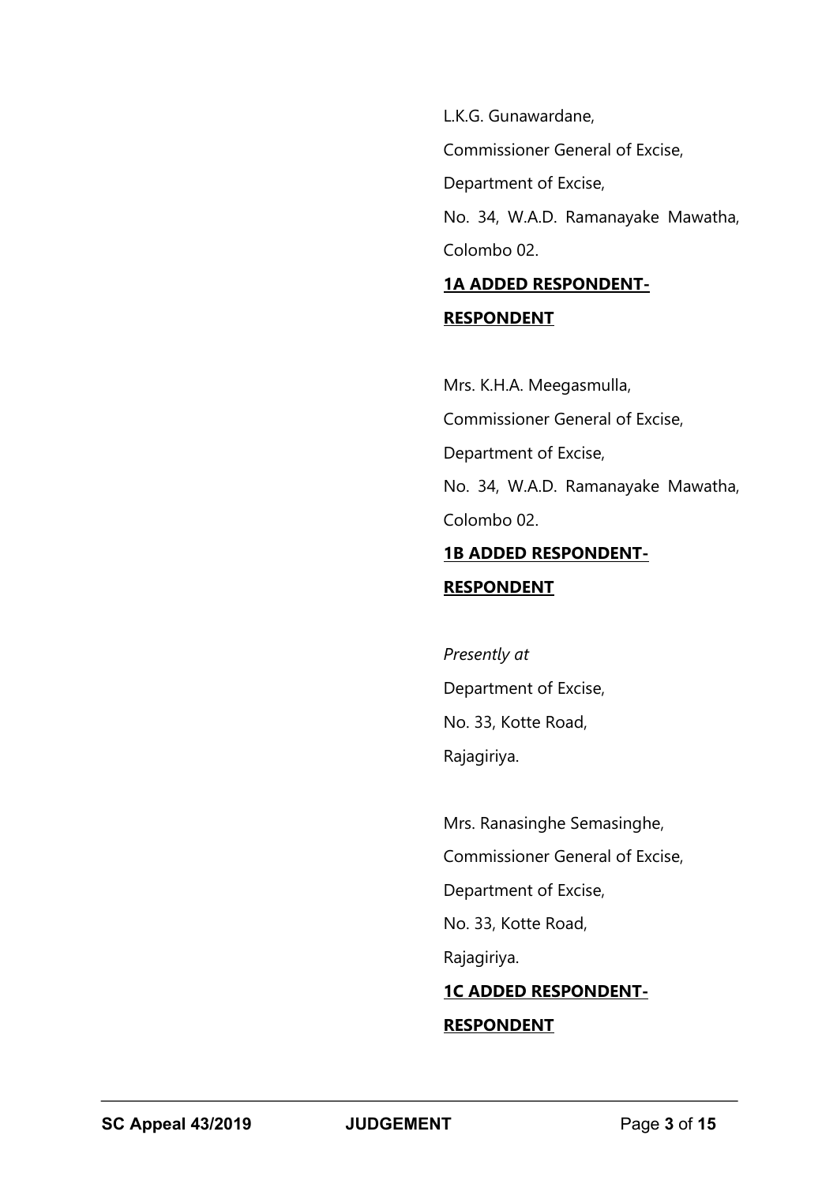L.K.G. Gunawardane,

Commissioner General of Excise,

Department of Excise,

No. 34, W.A.D. Ramanayake Mawatha,

Colombo 02.

**1A ADDED RESPONDENT-**

**RESPONDENT**

Mrs. K.H.A. Meegasmulla,

Commissioner General of Excise,

Department of Excise,

No. 34, W.A.D. Ramanayake Mawatha,

Colombo 02.

**1B ADDED RESPONDENT-**

**RESPONDENT**

*Presently at*

Department of Excise,

No. 33, Kotte Road,

Rajagiriya.

Mrs. Ranasinghe Semasinghe,

Commissioner General of Excise,

Department of Excise,

No. 33, Kotte Road,

Rajagiriya.

**1C ADDED RESPONDENT-**

**RESPONDENT**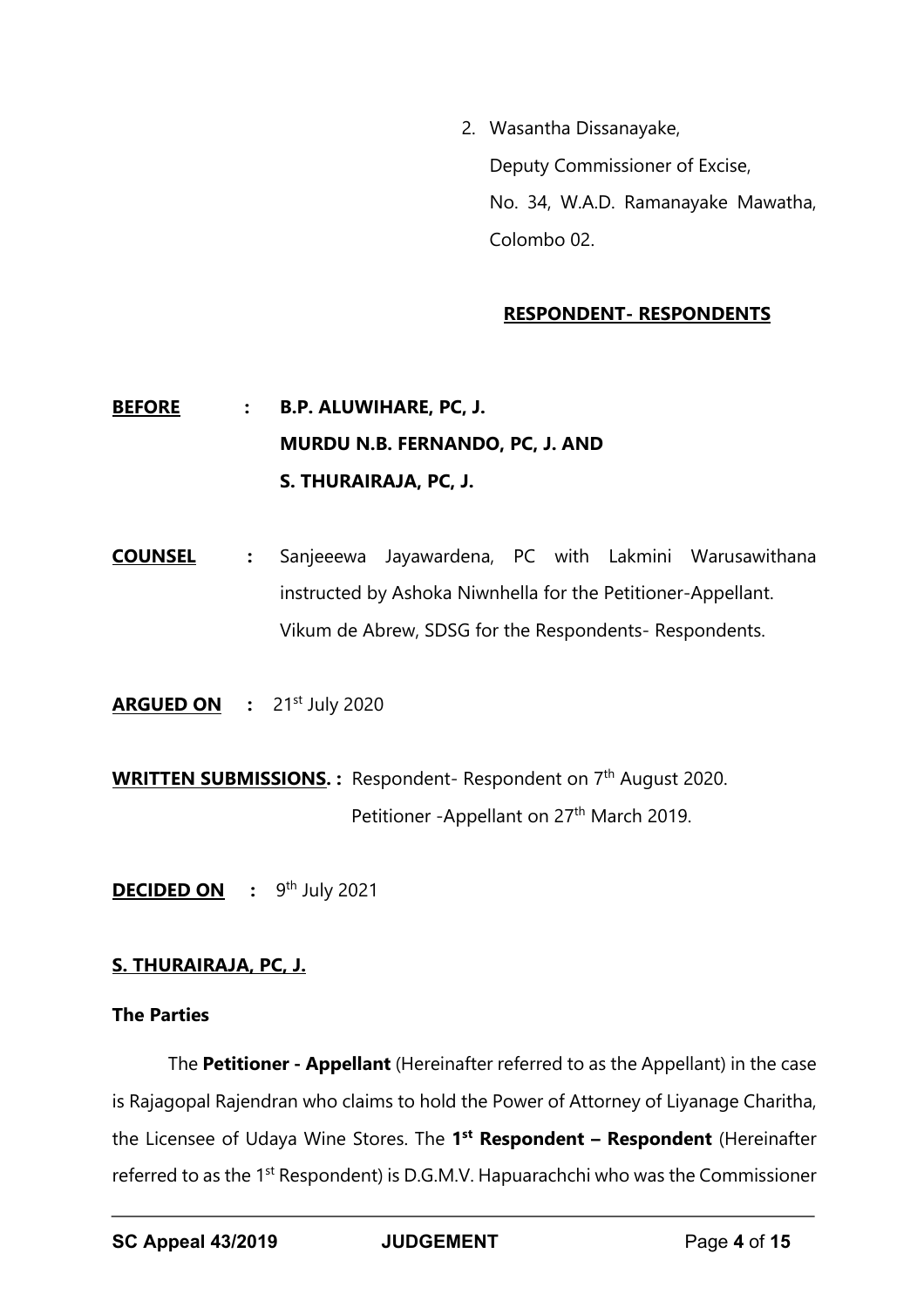2. Wasantha Dissanayake,
   Deputy Commissioner of Excise,
   No. 34, W.A.D. Ramanayake Mawatha,
   Colombo 02.

**RESPONDENT- RESPONDENTS**

**BEFORE : B.P. ALUWIHARE, PC, J.**
**MURDU N.B. FERNANDO, PC, J. AND**
**S. THURAIRAJA, PC, J.**

**COUNSEL :** Sanjeeewa Jayawardena, PC with Lakmini Warusawithana instructed by Ashoka Niwnhella for the Petitioner-Appellant.
Vikum de Abrew, SDSG for the Respondents- Respondents.

**ARGUED ON :** 21st July 2020

**WRITTEN SUBMISSIONS. :** Respondent- Respondent on 7th August 2020.
Petitioner -Appellant on 27th March 2019.

**DECIDED ON :** 9th July 2021

**S. THURAIRAJA, PC, J.**

**The Parties**

The **Petitioner - Appellant** (Hereinafter referred to as the Appellant) in the case is Rajagopal Rajendran who claims to hold the Power of Attorney of Liyanage Charitha, the Licensee of Udaya Wine Stores. The **1st Respondent – Respondent** (Hereinafter referred to as the 1st Respondent) is D.G.M.V. Hapuarachchi who was the Commissioner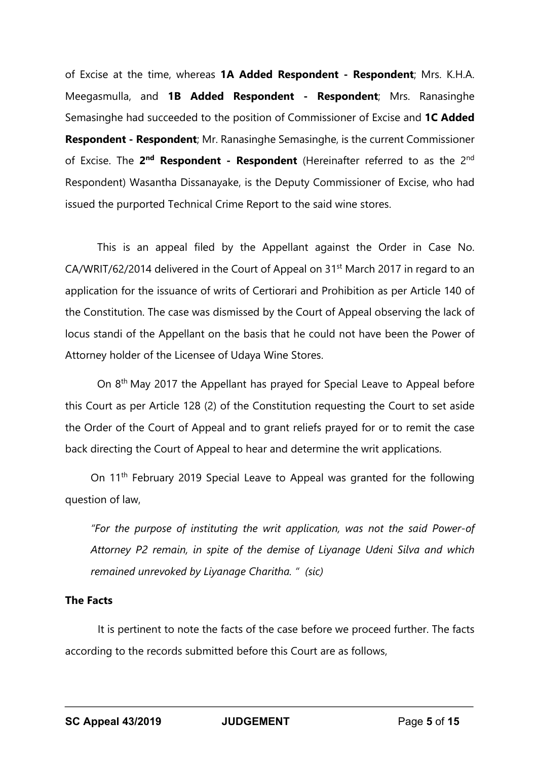of Excise at the time, whereas **1A Added Respondent - Respondent**; Mrs. K.H.A. Meegasmulla, and **1B Added Respondent - Respondent**; Mrs. Ranasinghe Semasinghe had succeeded to the position of Commissioner of Excise and **1C Added Respondent - Respondent**; Mr. Ranasinghe Semasinghe, is the current Commissioner of Excise. The **2nd Respondent - Respondent** (Hereinafter referred to as the 2nd Respondent) Wasantha Dissanayake, is the Deputy Commissioner of Excise, who had issued the purported Technical Crime Report to the said wine stores.

This is an appeal filed by the Appellant against the Order in Case No. CA/WRIT/62/2014 delivered in the Court of Appeal on 31st March 2017 in regard to an application for the issuance of writs of Certiorari and Prohibition as per Article 140 of the Constitution. The case was dismissed by the Court of Appeal observing the lack of locus standi of the Appellant on the basis that he could not have been the Power of Attorney holder of the Licensee of Udaya Wine Stores.

On 8th May 2017 the Appellant has prayed for Special Leave to Appeal before this Court as per Article 128 (2) of the Constitution requesting the Court to set aside the Order of the Court of Appeal and to grant reliefs prayed for or to remit the case back directing the Court of Appeal to hear and determine the writ applications.

On 11th February 2019 Special Leave to Appeal was granted for the following question of law,

*"For the purpose of instituting the writ application, was not the said Power-of Attorney P2 remain, in spite of the demise of Liyanage Udeni Silva and which remained unrevoked by Liyanage Charitha. " (sic)*

**The Facts**

It is pertinent to note the facts of the case before we proceed further. The facts according to the records submitted before this Court are as follows,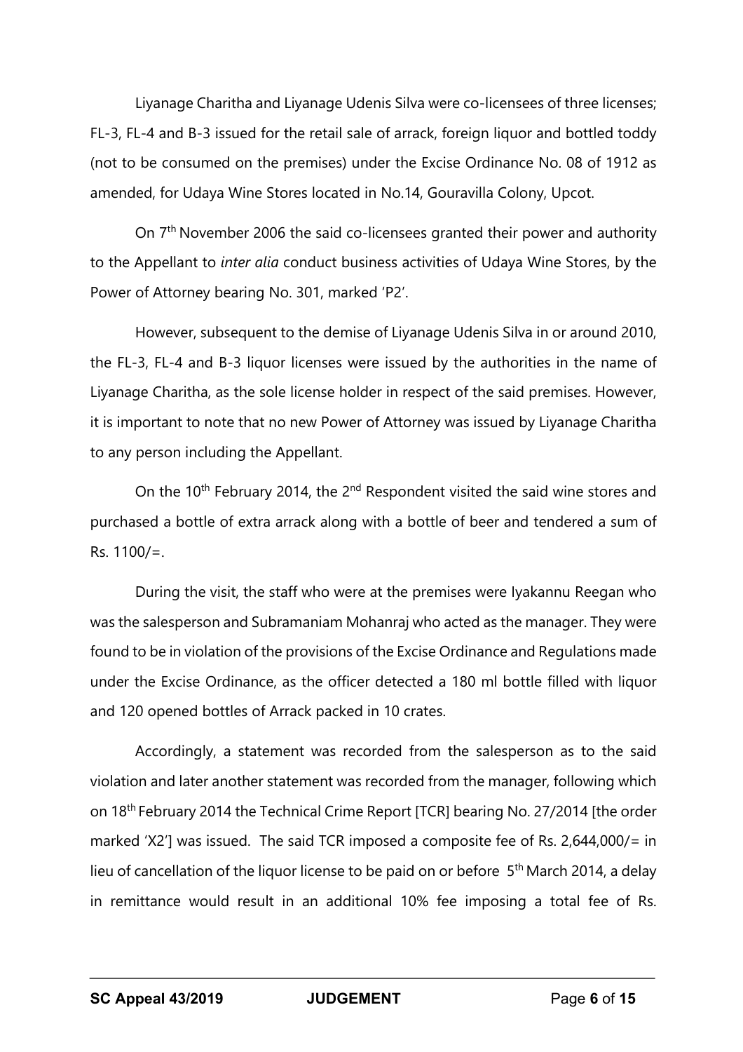Liyanage Charitha and Liyanage Udenis Silva were co-licensees of three licenses; FL-3, FL-4 and B-3 issued for the retail sale of arrack, foreign liquor and bottled toddy (not to be consumed on the premises) under the Excise Ordinance No. 08 of 1912 as amended, for Udaya Wine Stores located in No.14, Gouravilla Colony, Upcot.

On 7th November 2006 the said co-licensees granted their power and authority to the Appellant to *inter alia* conduct business activities of Udaya Wine Stores, by the Power of Attorney bearing No. 301, marked 'P2'.

However, subsequent to the demise of Liyanage Udenis Silva in or around 2010, the FL-3, FL-4 and B-3 liquor licenses were issued by the authorities in the name of Liyanage Charitha, as the sole license holder in respect of the said premises. However, it is important to note that no new Power of Attorney was issued by Liyanage Charitha to any person including the Appellant.

On the 10th February 2014, the 2nd Respondent visited the said wine stores and purchased a bottle of extra arrack along with a bottle of beer and tendered a sum of Rs. 1100/=.

During the visit, the staff who were at the premises were Iyakannu Reegan who was the salesperson and Subramaniam Mohanraj who acted as the manager. They were found to be in violation of the provisions of the Excise Ordinance and Regulations made under the Excise Ordinance, as the officer detected a 180 ml bottle filled with liquor and 120 opened bottles of Arrack packed in 10 crates.

Accordingly, a statement was recorded from the salesperson as to the said violation and later another statement was recorded from the manager, following which on 18th February 2014 the Technical Crime Report [TCR] bearing No. 27/2014 [the order marked 'X2'] was issued. The said TCR imposed a composite fee of Rs. 2,644,000/= in lieu of cancellation of the liquor license to be paid on or before 5th March 2014, a delay in remittance would result in an additional 10% fee imposing a total fee of Rs.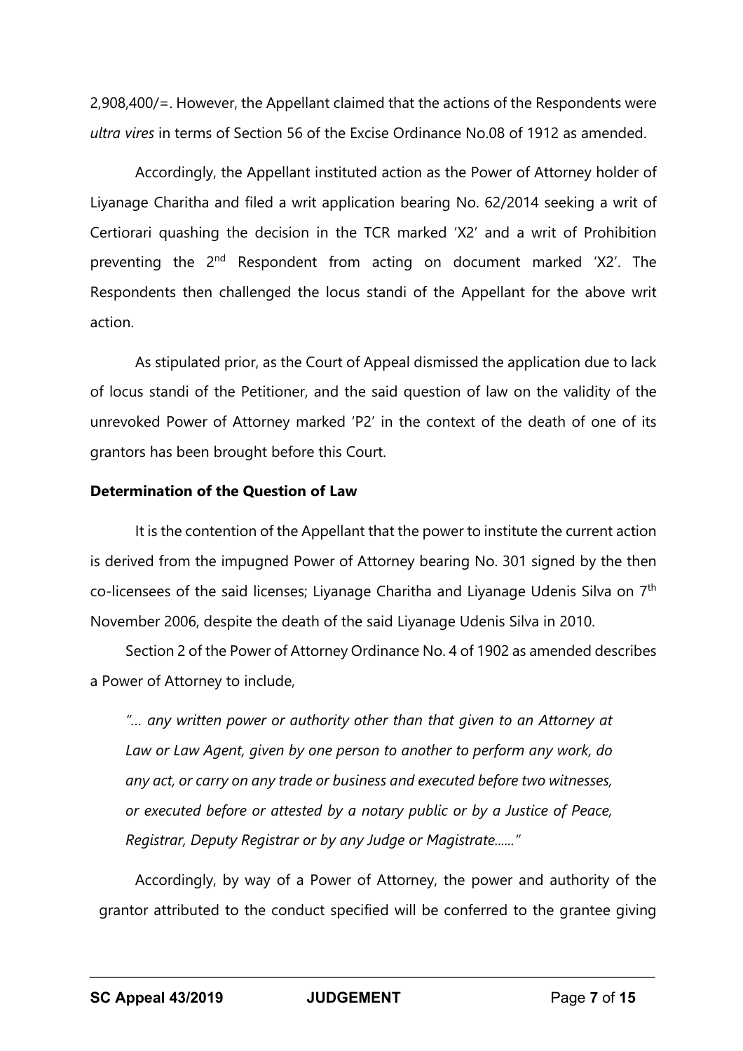2,908,400/=. However, the Appellant claimed that the actions of the Respondents were *ultra vires* in terms of Section 56 of the Excise Ordinance No.08 of 1912 as amended.

Accordingly, the Appellant instituted action as the Power of Attorney holder of Liyanage Charitha and filed a writ application bearing No. 62/2014 seeking a writ of Certiorari quashing the decision in the TCR marked 'X2' and a writ of Prohibition preventing the 2nd Respondent from acting on document marked 'X2'. The Respondents then challenged the locus standi of the Appellant for the above writ action.

As stipulated prior, as the Court of Appeal dismissed the application due to lack of locus standi of the Petitioner, and the said question of law on the validity of the unrevoked Power of Attorney marked 'P2' in the context of the death of one of its grantors has been brought before this Court.

**Determination of the Question of Law**

It is the contention of the Appellant that the power to institute the current action is derived from the impugned Power of Attorney bearing No. 301 signed by the then co-licensees of the said licenses; Liyanage Charitha and Liyanage Udenis Silva on 7th November 2006, despite the death of the said Liyanage Udenis Silva in 2010.

Section 2 of the Power of Attorney Ordinance No. 4 of 1902 as amended describes a Power of Attorney to include,

*"... any written power or authority other than that given to an Attorney at Law or Law Agent, given by one person to another to perform any work, do any act, or carry on any trade or business and executed before two witnesses, or executed before or attested by a notary public or by a Justice of Peace, Registrar, Deputy Registrar or by any Judge or Magistrate......"*

Accordingly, by way of a Power of Attorney, the power and authority of the grantor attributed to the conduct specified will be conferred to the grantee giving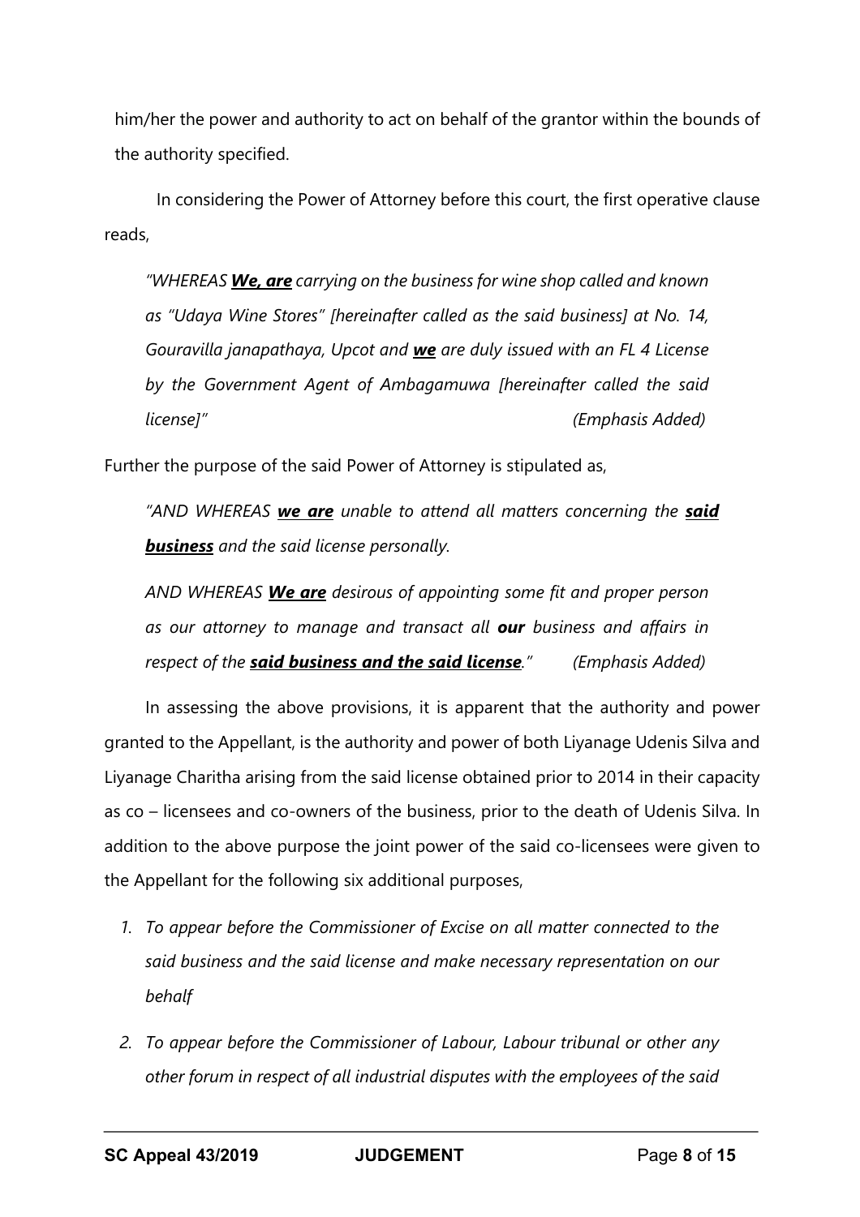him/her the power and authority to act on behalf of the grantor within the bounds of the authority specified.

In considering the Power of Attorney before this court, the first operative clause reads,

> *"WHEREAS **<u>We, are</u>** carrying on the business for wine shop called and known as "Udaya Wine Stores" [hereinafter called as the said business] at No. 14, Gouravilla janapathaya, Upcot and **<u>we</u>** are duly issued with an FL 4 License by the Government Agent of Ambagamuwa [hereinafter called the said license]"* *(Emphasis Added)*

Further the purpose of the said Power of Attorney is stipulated as,

> *"AND WHEREAS **<u>we are</u>** unable to attend all matters concerning the **<u>said business</u>** and the said license personally.*
>
> *AND WHEREAS **<u>We are</u>** desirous of appointing some fit and proper person as our attorney to manage and transact all **our** business and affairs in respect of the **<u>said business and the said license</u>**."* *(Emphasis Added)*

In assessing the above provisions, it is apparent that the authority and power granted to the Appellant, is the authority and power of both Liyanage Udenis Silva and Liyanage Charitha arising from the said license obtained prior to 2014 in their capacity as co – licensees and co-owners of the business, prior to the death of Udenis Silva. In addition to the above purpose the joint power of the said co-licensees were given to the Appellant for the following six additional purposes,

1. *To appear before the Commissioner of Excise on all matter connected to the said business and the said license and make necessary representation on our behalf*
2. *To appear before the Commissioner of Labour, Labour tribunal or other any other forum in respect of all industrial disputes with the employees of the said*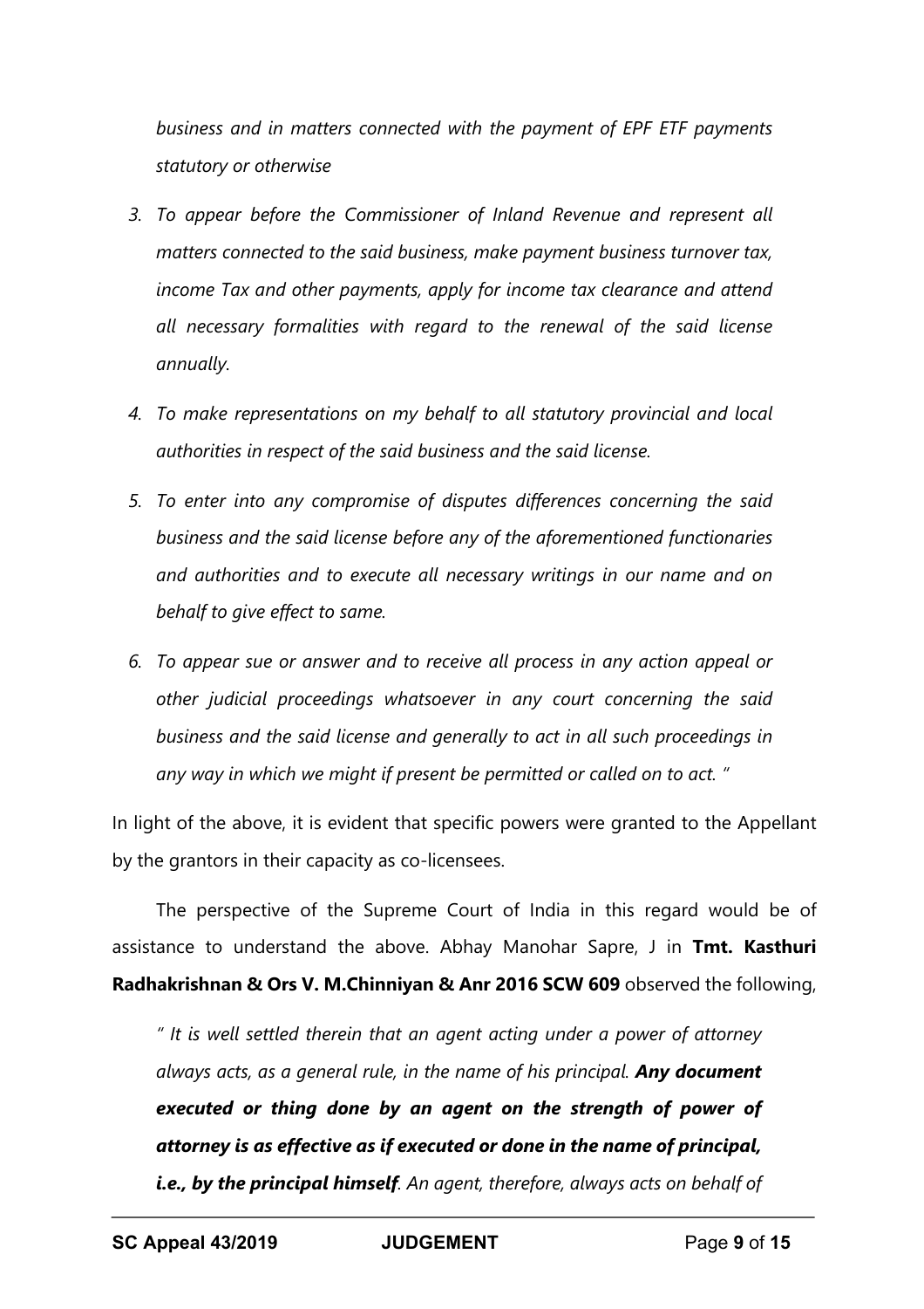*business and in matters connected with the payment of EPF ETF payments statutory or otherwise*

3. *To appear before the Commissioner of Inland Revenue and represent all matters connected to the said business, make payment business turnover tax, income Tax and other payments, apply for income tax clearance and attend all necessary formalities with regard to the renewal of the said license annually.*

4. *To make representations on my behalf to all statutory provincial and local authorities in respect of the said business and the said license.*

5. *To enter into any compromise of disputes differences concerning the said business and the said license before any of the aforementioned functionaries and authorities and to execute all necessary writings in our name and on behalf to give effect to same.*

6. *To appear sue or answer and to receive all process in any action appeal or other judicial proceedings whatsoever in any court concerning the said business and the said license and generally to act in all such proceedings in any way in which we might if present be permitted or called on to act. "*

In light of the above, it is evident that specific powers were granted to the Appellant by the grantors in their capacity as co-licensees.

The perspective of the Supreme Court of India in this regard would be of assistance to understand the above. Abhay Manohar Sapre, J in **Tmt. Kasthuri Radhakrishnan & Ors V. M.Chinniyan & Anr 2016 SCW 609** observed the following,

*" It is well settled therein that an agent acting under a power of attorney always acts, as a general rule, in the name of his principal.* ***Any document executed or thing done by an agent on the strength of power of attorney is as effective as if executed or done in the name of principal, i.e., by the principal himself****. An agent, therefore, always acts on behalf of*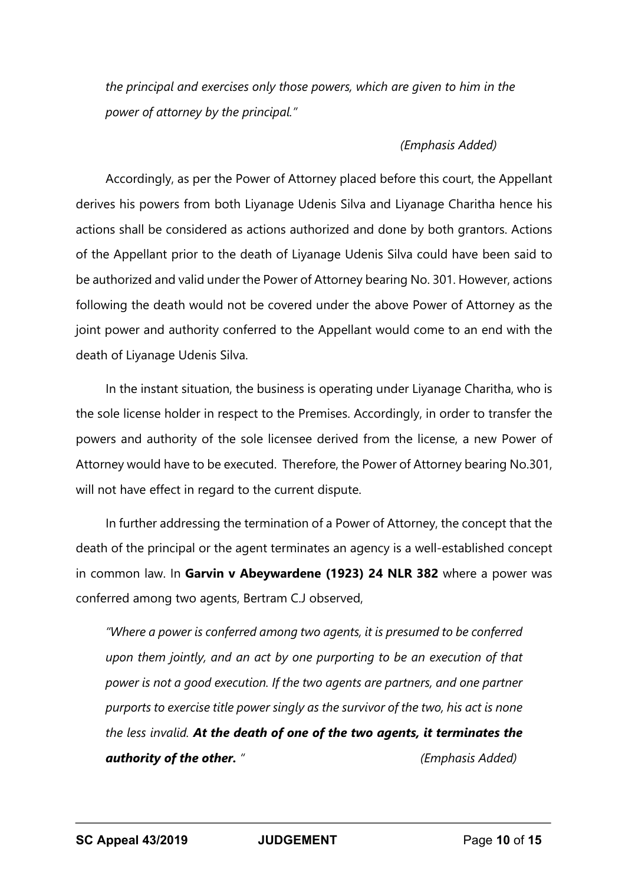*the principal and exercises only those powers, which are given to him in the power of attorney by the principal."*

*(Emphasis Added)*

Accordingly, as per the Power of Attorney placed before this court, the Appellant derives his powers from both Liyanage Udenis Silva and Liyanage Charitha hence his actions shall be considered as actions authorized and done by both grantors. Actions of the Appellant prior to the death of Liyanage Udenis Silva could have been said to be authorized and valid under the Power of Attorney bearing No. 301. However, actions following the death would not be covered under the above Power of Attorney as the joint power and authority conferred to the Appellant would come to an end with the death of Liyanage Udenis Silva.

In the instant situation, the business is operating under Liyanage Charitha, who is the sole license holder in respect to the Premises. Accordingly, in order to transfer the powers and authority of the sole licensee derived from the license, a new Power of Attorney would have to be executed. Therefore, the Power of Attorney bearing No.301, will not have effect in regard to the current dispute.

In further addressing the termination of a Power of Attorney, the concept that the death of the principal or the agent terminates an agency is a well-established concept in common law. In **Garvin v Abeywardene (1923) 24 NLR 382** where a power was conferred among two agents, Bertram C.J observed,

*"Where a power is conferred among two agents, it is presumed to be conferred upon them jointly, and an act by one purporting to be an execution of that power is not a good execution. If the two agents are partners, and one partner purports to exercise title power singly as the survivor of the two, his act is none the less invalid.* ***At the death of one of the two agents, it terminates the authority of the other.*** *"* *(Emphasis Added)*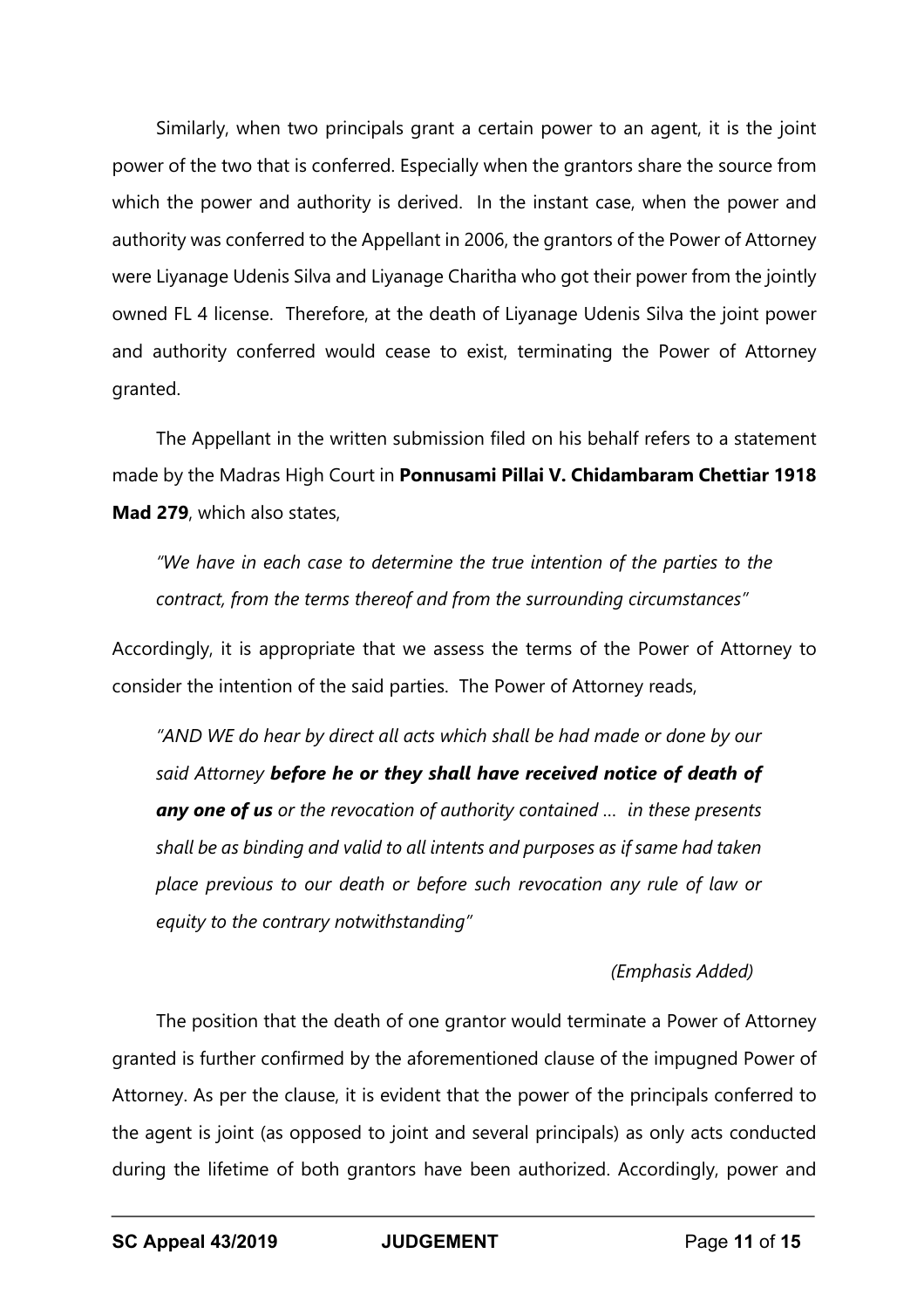Similarly, when two principals grant a certain power to an agent, it is the joint power of the two that is conferred. Especially when the grantors share the source from which the power and authority is derived. In the instant case, when the power and authority was conferred to the Appellant in 2006, the grantors of the Power of Attorney were Liyanage Udenis Silva and Liyanage Charitha who got their power from the jointly owned FL 4 license. Therefore, at the death of Liyanage Udenis Silva the joint power and authority conferred would cease to exist, terminating the Power of Attorney granted.

The Appellant in the written submission filed on his behalf refers to a statement made by the Madras High Court in **Ponnusami Pillai V. Chidambaram Chettiar 1918 Mad 279**, which also states,

> *"We have in each case to determine the true intention of the parties to the contract, from the terms thereof and from the surrounding circumstances"*

Accordingly, it is appropriate that we assess the terms of the Power of Attorney to consider the intention of the said parties. The Power of Attorney reads,

> *"AND WE do hear by direct all acts which shall be had made or done by our said Attorney **before he or they shall have received notice of death of any one of us** or the revocation of authority contained … in these presents shall be as binding and valid to all intents and purposes as if same had taken place previous to our death or before such revocation any rule of law or equity to the contrary notwithstanding"*
>
> *(Emphasis Added)*

The position that the death of one grantor would terminate a Power of Attorney granted is further confirmed by the aforementioned clause of the impugned Power of Attorney. As per the clause, it is evident that the power of the principals conferred to the agent is joint (as opposed to joint and several principals) as only acts conducted during the lifetime of both grantors have been authorized. Accordingly, power and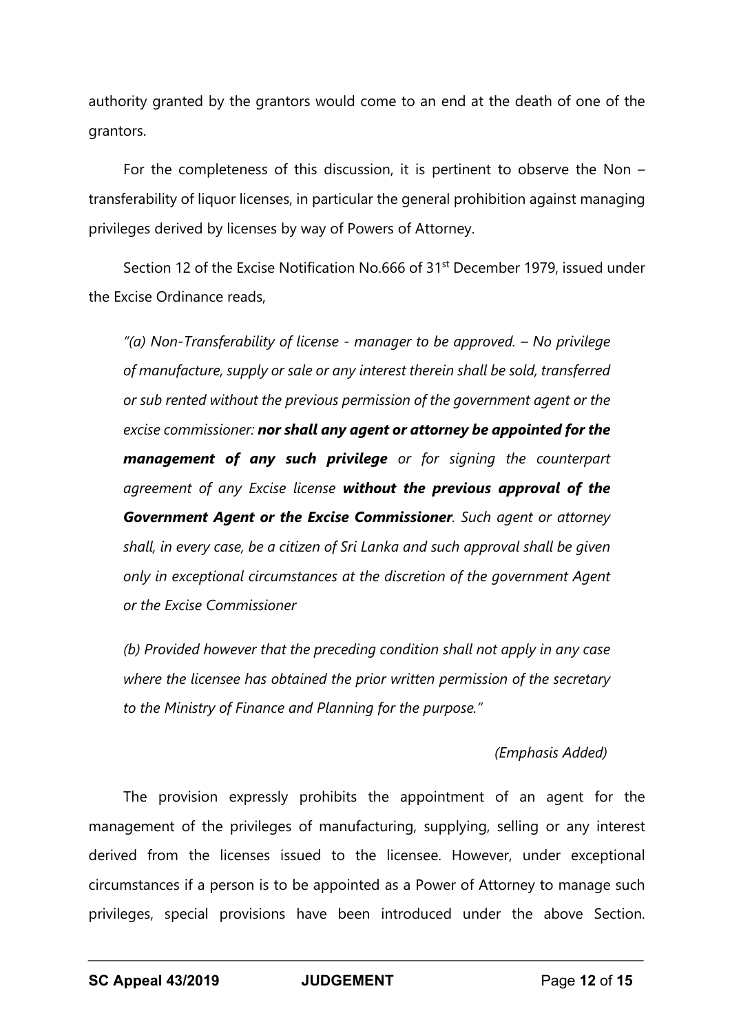authority granted by the grantors would come to an end at the death of one of the grantors.

For the completeness of this discussion, it is pertinent to observe the Non – transferability of liquor licenses, in particular the general prohibition against managing privileges derived by licenses by way of Powers of Attorney.

Section 12 of the Excise Notification No.666 of 31st December 1979, issued under the Excise Ordinance reads,

> *"(a) Non-Transferability of license - manager to be approved. – No privilege of manufacture, supply or sale or any interest therein shall be sold, transferred or sub rented without the previous permission of the government agent or the excise commissioner: **nor shall any agent or attorney be appointed for the management of any such privilege** or for signing the counterpart agreement of any Excise license **without the previous approval of the Government Agent or the Excise Commissioner**. Such agent or attorney shall, in every case, be a citizen of Sri Lanka and such approval shall be given only in exceptional circumstances at the discretion of the government Agent or the Excise Commissioner*
>
> *(b) Provided however that the preceding condition shall not apply in any case where the licensee has obtained the prior written permission of the secretary to the Ministry of Finance and Planning for the purpose."*
>
> *(Emphasis Added)*

The provision expressly prohibits the appointment of an agent for the management of the privileges of manufacturing, supplying, selling or any interest derived from the licenses issued to the licensee. However, under exceptional circumstances if a person is to be appointed as a Power of Attorney to manage such privileges, special provisions have been introduced under the above Section.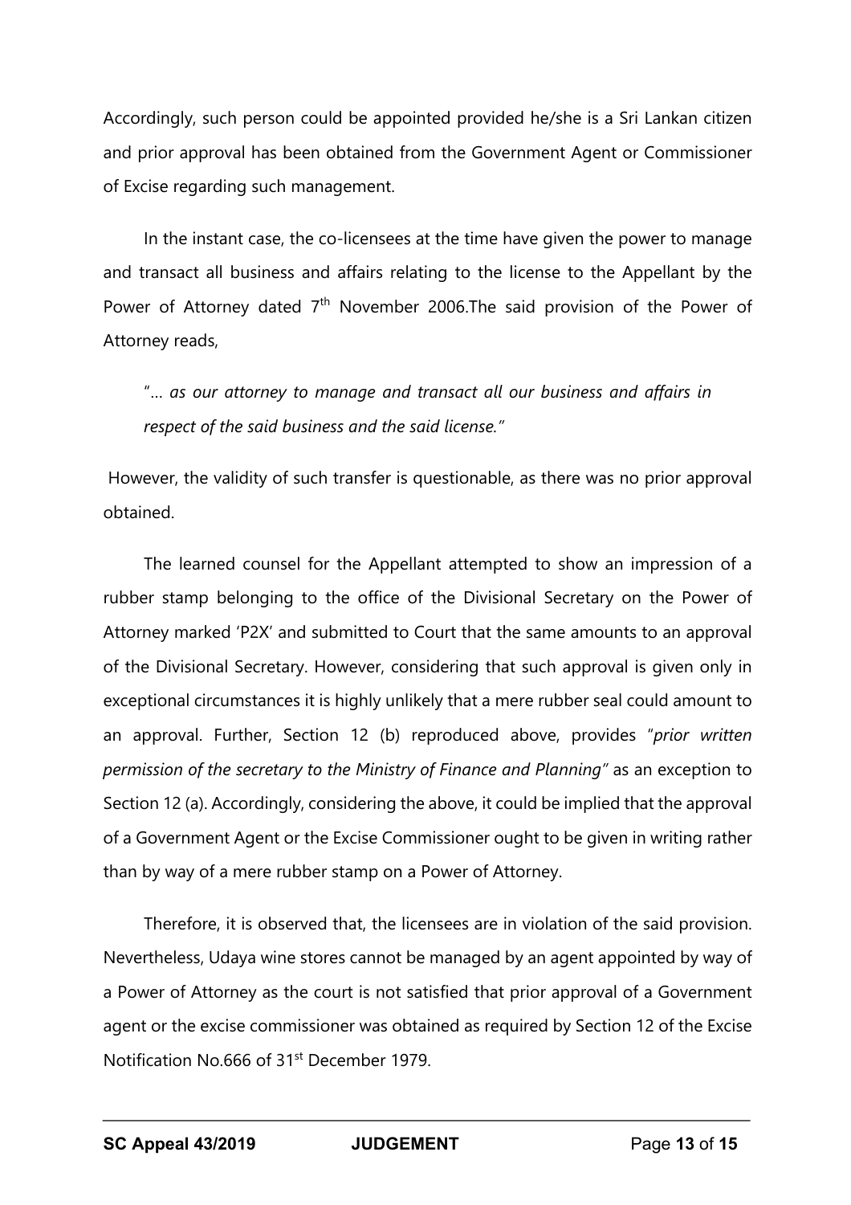Accordingly, such person could be appointed provided he/she is a Sri Lankan citizen and prior approval has been obtained from the Government Agent or Commissioner of Excise regarding such management.

In the instant case, the co-licensees at the time have given the power to manage and transact all business and affairs relating to the license to the Appellant by the Power of Attorney dated 7th November 2006.The said provision of the Power of Attorney reads,

> "… *as our attorney to manage and transact all our business and affairs in respect of the said business and the said license.*"

However, the validity of such transfer is questionable, as there was no prior approval obtained.

The learned counsel for the Appellant attempted to show an impression of a rubber stamp belonging to the office of the Divisional Secretary on the Power of Attorney marked 'P2X' and submitted to Court that the same amounts to an approval of the Divisional Secretary. However, considering that such approval is given only in exceptional circumstances it is highly unlikely that a mere rubber seal could amount to an approval. Further, Section 12 (b) reproduced above, provides "*prior written permission of the secretary to the Ministry of Finance and Planning*" as an exception to Section 12 (a). Accordingly, considering the above, it could be implied that the approval of a Government Agent or the Excise Commissioner ought to be given in writing rather than by way of a mere rubber stamp on a Power of Attorney.

Therefore, it is observed that, the licensees are in violation of the said provision. Nevertheless, Udaya wine stores cannot be managed by an agent appointed by way of a Power of Attorney as the court is not satisfied that prior approval of a Government agent or the excise commissioner was obtained as required by Section 12 of the Excise Notification No.666 of 31st December 1979.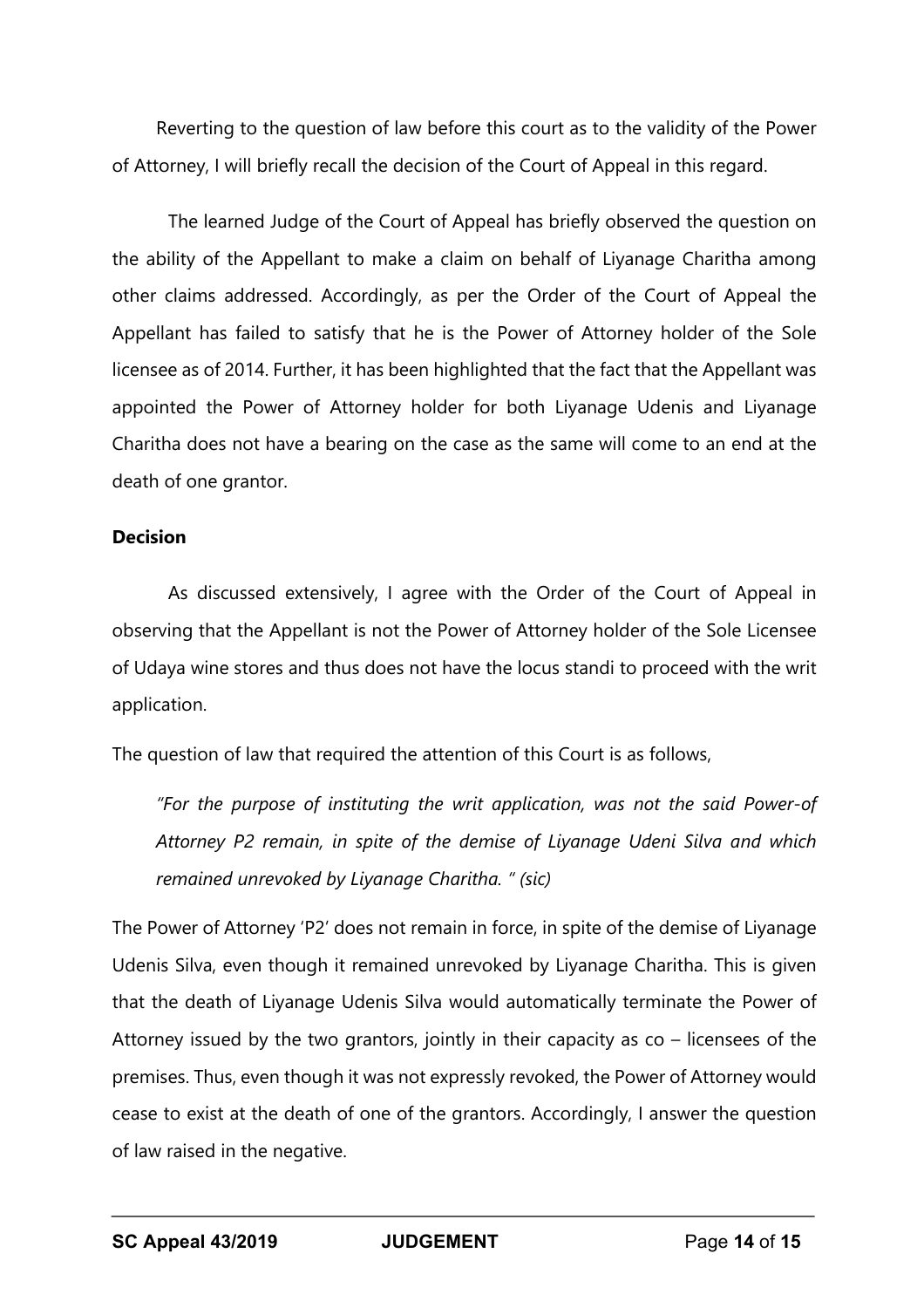Reverting to the question of law before this court as to the validity of the Power of Attorney, I will briefly recall the decision of the Court of Appeal in this regard.

The learned Judge of the Court of Appeal has briefly observed the question on the ability of the Appellant to make a claim on behalf of Liyanage Charitha among other claims addressed. Accordingly, as per the Order of the Court of Appeal the Appellant has failed to satisfy that he is the Power of Attorney holder of the Sole licensee as of 2014. Further, it has been highlighted that the fact that the Appellant was appointed the Power of Attorney holder for both Liyanage Udenis and Liyanage Charitha does not have a bearing on the case as the same will come to an end at the death of one grantor.

**Decision**

As discussed extensively, I agree with the Order of the Court of Appeal in observing that the Appellant is not the Power of Attorney holder of the Sole Licensee of Udaya wine stores and thus does not have the locus standi to proceed with the writ application.

The question of law that required the attention of this Court is as follows,

*"For the purpose of instituting the writ application, was not the said Power-of Attorney P2 remain, in spite of the demise of Liyanage Udeni Silva and which remained unrevoked by Liyanage Charitha. " (sic)*

The Power of Attorney 'P2' does not remain in force, in spite of the demise of Liyanage Udenis Silva, even though it remained unrevoked by Liyanage Charitha. This is given that the death of Liyanage Udenis Silva would automatically terminate the Power of Attorney issued by the two grantors, jointly in their capacity as co – licensees of the premises. Thus, even though it was not expressly revoked, the Power of Attorney would cease to exist at the death of one of the grantors. Accordingly, I answer the question of law raised in the negative.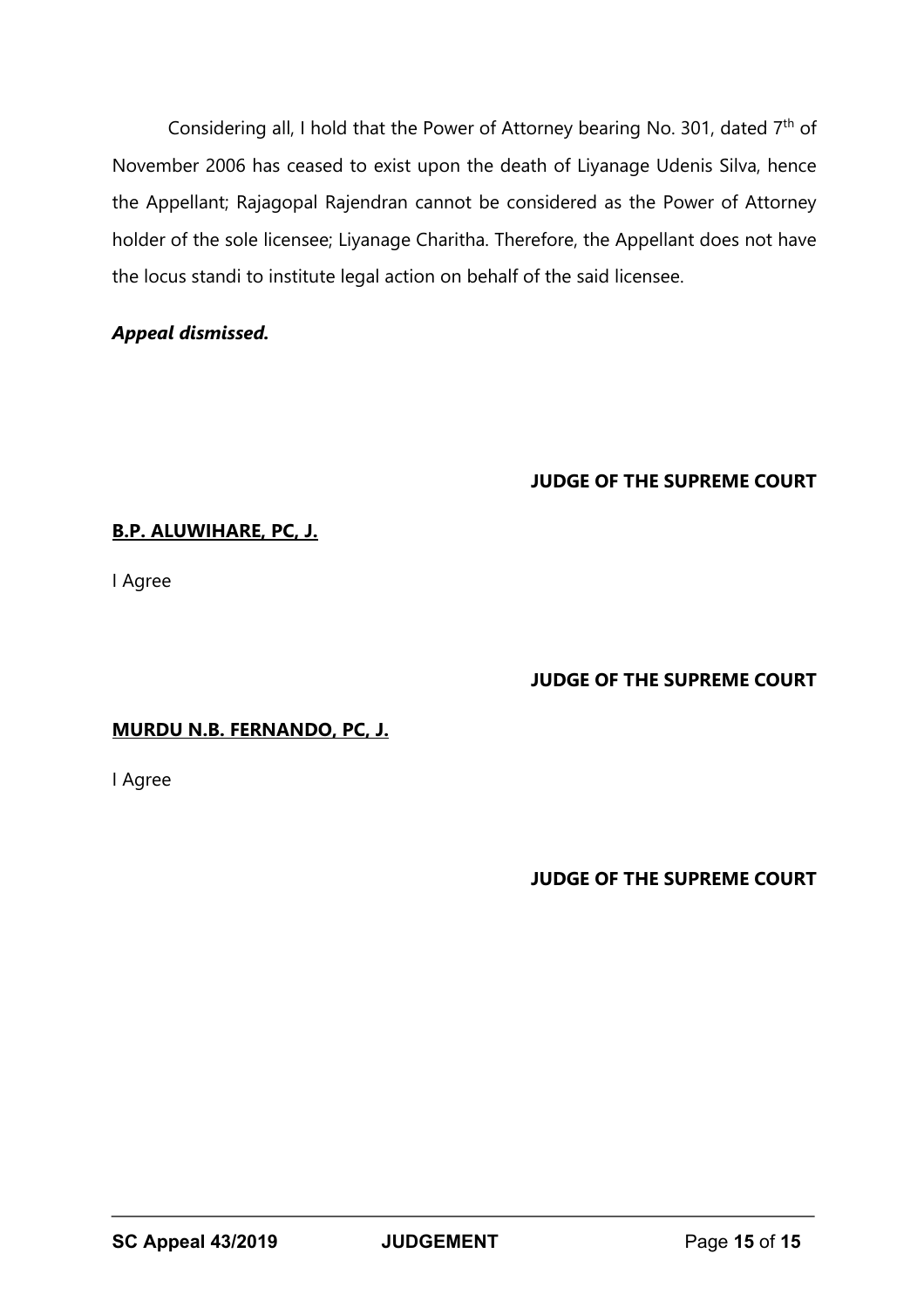Considering all, I hold that the Power of Attorney bearing No. 301, dated 7th of November 2006 has ceased to exist upon the death of Liyanage Udenis Silva, hence the Appellant; Rajagopal Rajendran cannot be considered as the Power of Attorney holder of the sole licensee; Liyanage Charitha. Therefore, the Appellant does not have the locus standi to institute legal action on behalf of the said licensee.

***Appeal dismissed.***

**JUDGE OF THE SUPREME COURT**

**B.P. ALUWIHARE, PC, J.**

I Agree

**JUDGE OF THE SUPREME COURT**

**MURDU N.B. FERNANDO, PC, J.**

I Agree

**JUDGE OF THE SUPREME COURT**